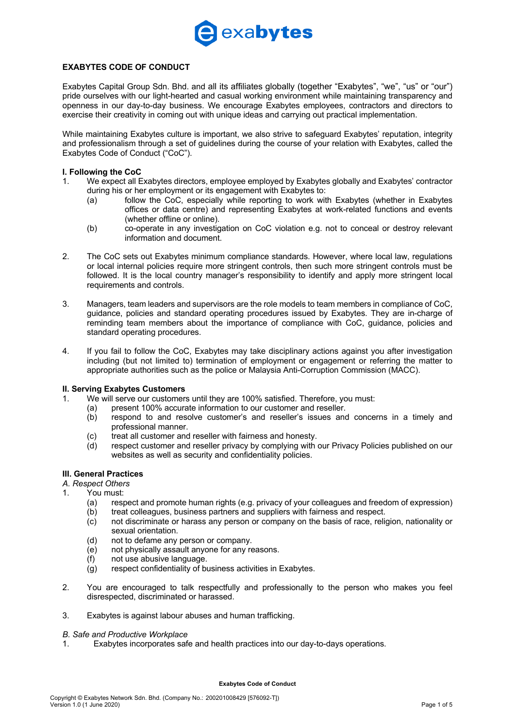# EXABYTES CODE OF CONDUCT

Exabytes Capital Group Sdn. Bhd. and all its affiliates globally (together "Exabytes", "we", "us" or "our") pride ourselves with our light-hearted and casual working environment while maintaining transparency and openness in our day-to-day business. We encourage Exabytes employees, contractors and directors to exercise their creativity in coming out with unique ideas and carrying out practical implementation.

While maintaining Exabytes culture is important, we also strive to safeguard Exabytes' reputation, integrity and professionalism through a set of guidelines during the course of your relation with Exabytes, called the Exabytes Code of Conduct ("CoC").

## I. Following the CoC

1. We expect all Exabytes directors, employee employed by Exabytes globally and Exabytes' contractor during his or her employment or its engagement with Exabytes to:
   (a) follow the CoC, especially while reporting to work with Exabytes (whether in Exabytes offices or data centre) and representing Exabytes at work-related functions and events (whether offline or online).
   (b) co-operate in any investigation on CoC violation e.g. not to conceal or destroy relevant information and document.

2. The CoC sets out Exabytes minimum compliance standards. However, where local law, regulations or local internal policies require more stringent controls, then such more stringent controls must be followed. It is the local country manager's responsibility to identify and apply more stringent local requirements and controls.

3. Managers, team leaders and supervisors are the role models to team members in compliance of CoC, guidance, policies and standard operating procedures issued by Exabytes. They are in-charge of reminding team members about the importance of compliance with CoC, guidance, policies and standard operating procedures.

4. If you fail to follow the CoC, Exabytes may take disciplinary actions against you after investigation including (but not limited to) termination of employment or engagement or referring the matter to appropriate authorities such as the police or Malaysia Anti-Corruption Commission (MACC).

## II. Serving Exabytes Customers

1. We will serve our customers until they are 100% satisfied. Therefore, you must:
   (a) present 100% accurate information to our customer and reseller.
   (b) respond to and resolve customer's and reseller's issues and concerns in a timely and professional manner.
   (c) treat all customer and reseller with fairness and honesty.
   (d) respect customer and reseller privacy by complying with our Privacy Policies published on our websites as well as security and confidentiality policies.

## III. General Practices

### *A. Respect Others*

1. You must:
   (a) respect and promote human rights (e.g. privacy of your colleagues and freedom of expression)
   (b) treat colleagues, business partners and suppliers with fairness and respect.
   (c) not discriminate or harass any person or company on the basis of race, religion, nationality or sexual orientation.
   (d) not to defame any person or company.
   (e) not physically assault anyone for any reasons.
   (f) not use abusive language.
   (g) respect confidentiality of business activities in Exabytes.

2. You are encouraged to talk respectfully and professionally to the person who makes you feel disrespected, discriminated or harassed.

3. Exabytes is against labour abuses and human trafficking.

### *B. Safe and Productive Workplace*

1. Exabytes incorporates safe and health practices into our day-to-days operations.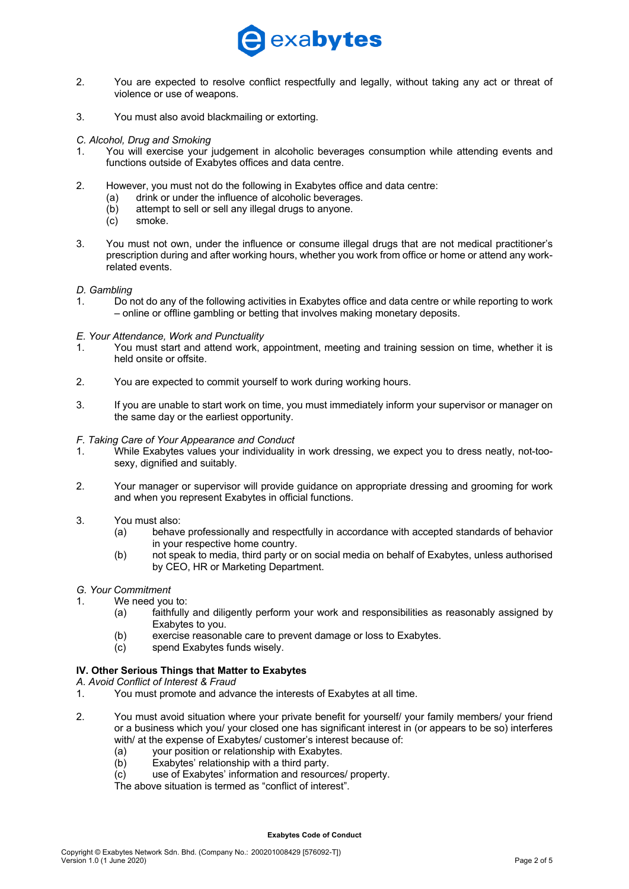2. You are expected to resolve conflict respectfully and legally, without taking any act or threat of violence or use of weapons.

3. You must also avoid blackmailing or extorting.

*C. Alcohol, Drug and Smoking*

1. You will exercise your judgement in alcoholic beverages consumption while attending events and functions outside of Exabytes offices and data centre.

2. However, you must not do the following in Exabytes office and data centre:
   (a) drink or under the influence of alcoholic beverages.
   (b) attempt to sell or sell any illegal drugs to anyone.
   (c) smoke.

3. You must not own, under the influence or consume illegal drugs that are not medical practitioner's prescription during and after working hours, whether you work from office or home or attend any work-related events.

*D. Gambling*

1. Do not do any of the following activities in Exabytes office and data centre or while reporting to work – online or offline gambling or betting that involves making monetary deposits.

*E. Your Attendance, Work and Punctuality*

1. You must start and attend work, appointment, meeting and training session on time, whether it is held onsite or offsite.

2. You are expected to commit yourself to work during working hours.

3. If you are unable to start work on time, you must immediately inform your supervisor or manager on the same day or the earliest opportunity.

*F. Taking Care of Your Appearance and Conduct*

1. While Exabytes values your individuality in work dressing, we expect you to dress neatly, not-too-sexy, dignified and suitably.

2. Your manager or supervisor will provide guidance on appropriate dressing and grooming for work and when you represent Exabytes in official functions.

3. You must also:
   (a) behave professionally and respectfully in accordance with accepted standards of behavior in your respective home country.
   (b) not speak to media, third party or on social media on behalf of Exabytes, unless authorised by CEO, HR or Marketing Department.

*G. Your Commitment*

1. We need you to:
   (a) faithfully and diligently perform your work and responsibilities as reasonably assigned by Exabytes to you.
   (b) exercise reasonable care to prevent damage or loss to Exabytes.
   (c) spend Exabytes funds wisely.

## IV. Other Serious Things that Matter to Exabytes

*A. Avoid Conflict of Interest & Fraud*

1. You must promote and advance the interests of Exabytes at all time.

2. You must avoid situation where your private benefit for yourself/ your family members/ your friend or a business which you/ your closed one has significant interest in (or appears to be so) interferes with/ at the expense of Exabytes/ customer's interest because of:
   (a) your position or relationship with Exabytes.
   (b) Exabytes' relationship with a third party.
   (c) use of Exabytes' information and resources/ property.

   The above situation is termed as "conflict of interest".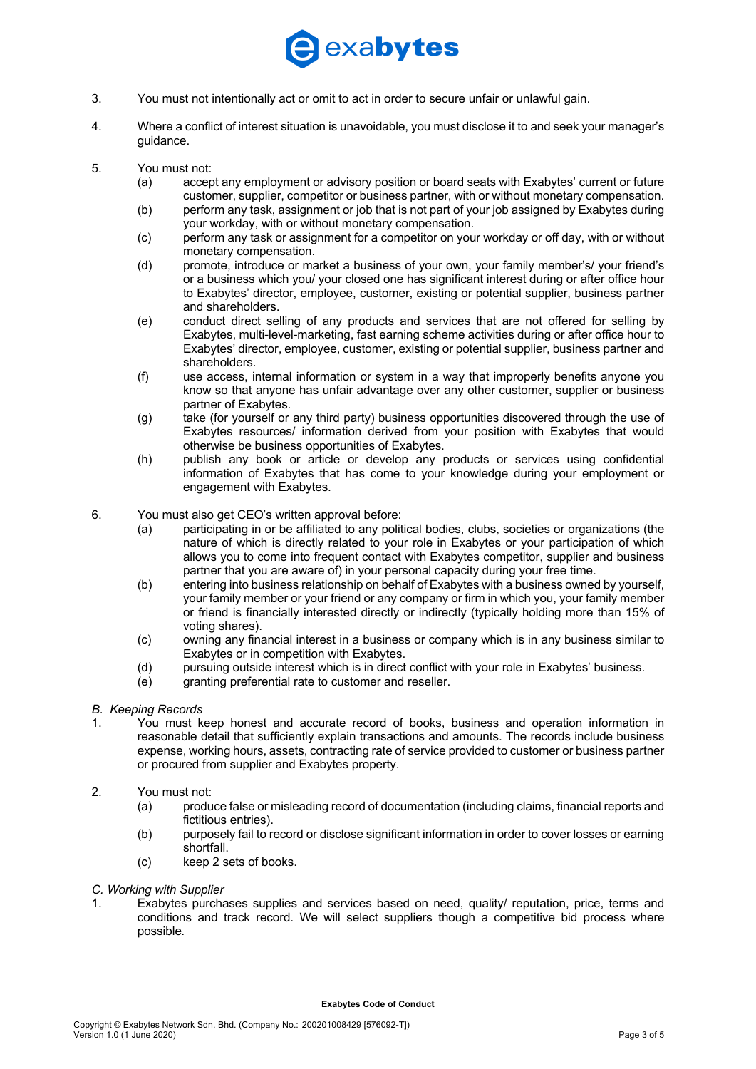3. You must not intentionally act or omit to act in order to secure unfair or unlawful gain.

4. Where a conflict of interest situation is unavoidable, you must disclose it to and seek your manager's guidance.

5. You must not:
   (a) accept any employment or advisory position or board seats with Exabytes' current or future customer, supplier, competitor or business partner, with or without monetary compensation.
   (b) perform any task, assignment or job that is not part of your job assigned by Exabytes during your workday, with or without monetary compensation.
   (c) perform any task or assignment for a competitor on your workday or off day, with or without monetary compensation.
   (d) promote, introduce or market a business of your own, your family member's/ your friend's or a business which you/ your closed one has significant interest during or after office hour to Exabytes' director, employee, customer, existing or potential supplier, business partner and shareholders.
   (e) conduct direct selling of any products and services that are not offered for selling by Exabytes, multi-level-marketing, fast earning scheme activities during or after office hour to Exabytes' director, employee, customer, existing or potential supplier, business partner and shareholders.
   (f) use access, internal information or system in a way that improperly benefits anyone you know so that anyone has unfair advantage over any other customer, supplier or business partner of Exabytes.
   (g) take (for yourself or any third party) business opportunities discovered through the use of Exabytes resources/ information derived from your position with Exabytes that would otherwise be business opportunities of Exabytes.
   (h) publish any book or article or develop any products or services using confidential information of Exabytes that has come to your knowledge during your employment or engagement with Exabytes.

6. You must also get CEO's written approval before:
   (a) participating in or be affiliated to any political bodies, clubs, societies or organizations (the nature of which is directly related to your role in Exabytes or your participation of which allows you to come into frequent contact with Exabytes competitor, supplier and business partner that you are aware of) in your personal capacity during your free time.
   (b) entering into business relationship on behalf of Exabytes with a business owned by yourself, your family member or your friend or any company or firm in which you, your family member or friend is financially interested directly or indirectly (typically holding more than 15% of voting shares).
   (c) owning any financial interest in a business or company which is in any business similar to Exabytes or in competition with Exabytes.
   (d) pursuing outside interest which is in direct conflict with your role in Exabytes' business.
   (e) granting preferential rate to customer and reseller.

*B. Keeping Records*

1. You must keep honest and accurate record of books, business and operation information in reasonable detail that sufficiently explain transactions and amounts. The records include business expense, working hours, assets, contracting rate of service provided to customer or business partner or procured from supplier and Exabytes property.

2. You must not:
   (a) produce false or misleading record of documentation (including claims, financial reports and fictitious entries).
   (b) purposely fail to record or disclose significant information in order to cover losses or earning shortfall.
   (c) keep 2 sets of books.

*C. Working with Supplier*

1. Exabytes purchases supplies and services based on need, quality/ reputation, price, terms and conditions and track record. We will select suppliers though a competitive bid process where possible.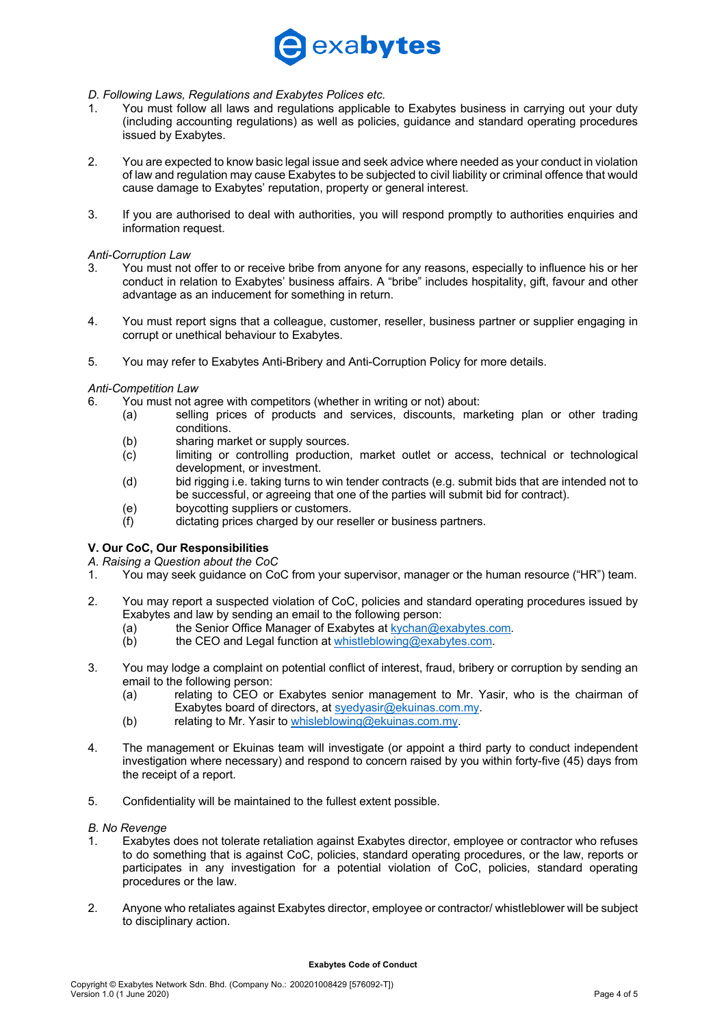*D. Following Laws, Regulations and Exabytes Polices etc.*

1. You must follow all laws and regulations applicable to Exabytes business in carrying out your duty (including accounting regulations) as well as policies, guidance and standard operating procedures issued by Exabytes.

2. You are expected to know basic legal issue and seek advice where needed as your conduct in violation of law and regulation may cause Exabytes to be subjected to civil liability or criminal offence that would cause damage to Exabytes' reputation, property or general interest.

3. If you are authorised to deal with authorities, you will respond promptly to authorities enquiries and information request.

*Anti-Corruption Law*

3. You must not offer to or receive bribe from anyone for any reasons, especially to influence his or her conduct in relation to Exabytes' business affairs. A "bribe" includes hospitality, gift, favour and other advantage as an inducement for something in return.

4. You must report signs that a colleague, customer, reseller, business partner or supplier engaging in corrupt or unethical behaviour to Exabytes.

5. You may refer to Exabytes Anti-Bribery and Anti-Corruption Policy for more details.

*Anti-Competition Law*

6. You must not agree with competitors (whether in writing or not) about:
   - (a) selling prices of products and services, discounts, marketing plan or other trading conditions.
   - (b) sharing market or supply sources.
   - (c) limiting or controlling production, market outlet or access, technical or technological development, or investment.
   - (d) bid rigging i.e. taking turns to win tender contracts (e.g. submit bids that are intended not to be successful, or agreeing that one of the parties will submit bid for contract).
   - (e) boycotting suppliers or customers.
   - (f) dictating prices charged by our reseller or business partners.

**V. Our CoC, Our Responsibilities**

*A. Raising a Question about the CoC*

1. You may seek guidance on CoC from your supervisor, manager or the human resource ("HR") team.

2. You may report a suspected violation of CoC, policies and standard operating procedures issued by Exabytes and law by sending an email to the following person:
   - (a) the Senior Office Manager of Exabytes at kychan@exabytes.com.
   - (b) the CEO and Legal function at whistleblowing@exabytes.com.

3. You may lodge a complaint on potential conflict of interest, fraud, bribery or corruption by sending an email to the following person:
   - (a) relating to CEO or Exabytes senior management to Mr. Yasir, who is the chairman of Exabytes board of directors, at syedyasir@ekuinas.com.my.
   - (b) relating to Mr. Yasir to whisleblowing@ekuinas.com.my.

4. The management or Ekuinas team will investigate (or appoint a third party to conduct independent investigation where necessary) and respond to concern raised by you within forty-five (45) days from the receipt of a report.

5. Confidentiality will be maintained to the fullest extent possible.

*B. No Revenge*

1. Exabytes does not tolerate retaliation against Exabytes director, employee or contractor who refuses to do something that is against CoC, policies, standard operating procedures, or the law, reports or participates in any investigation for a potential violation of CoC, policies, standard operating procedures or the law.

2. Anyone who retaliates against Exabytes director, employee or contractor/ whistleblower will be subject to disciplinary action.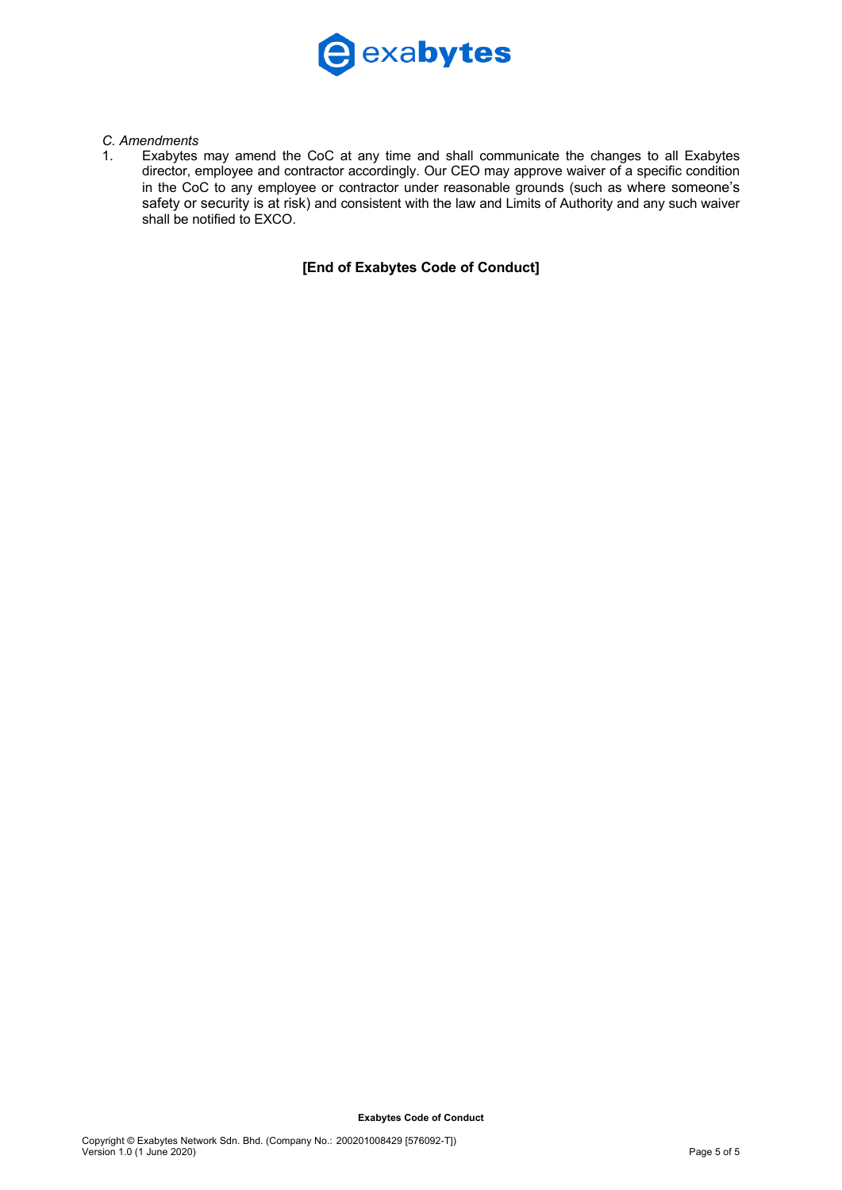*C. Amendments*

1. Exabytes may amend the CoC at any time and shall communicate the changes to all Exabytes director, employee and contractor accordingly. Our CEO may approve waiver of a specific condition in the CoC to any employee or contractor under reasonable grounds (such as where someone's safety or security is at risk) and consistent with the law and Limits of Authority and any such waiver shall be notified to EXCO.

**[End of Exabytes Code of Conduct]**